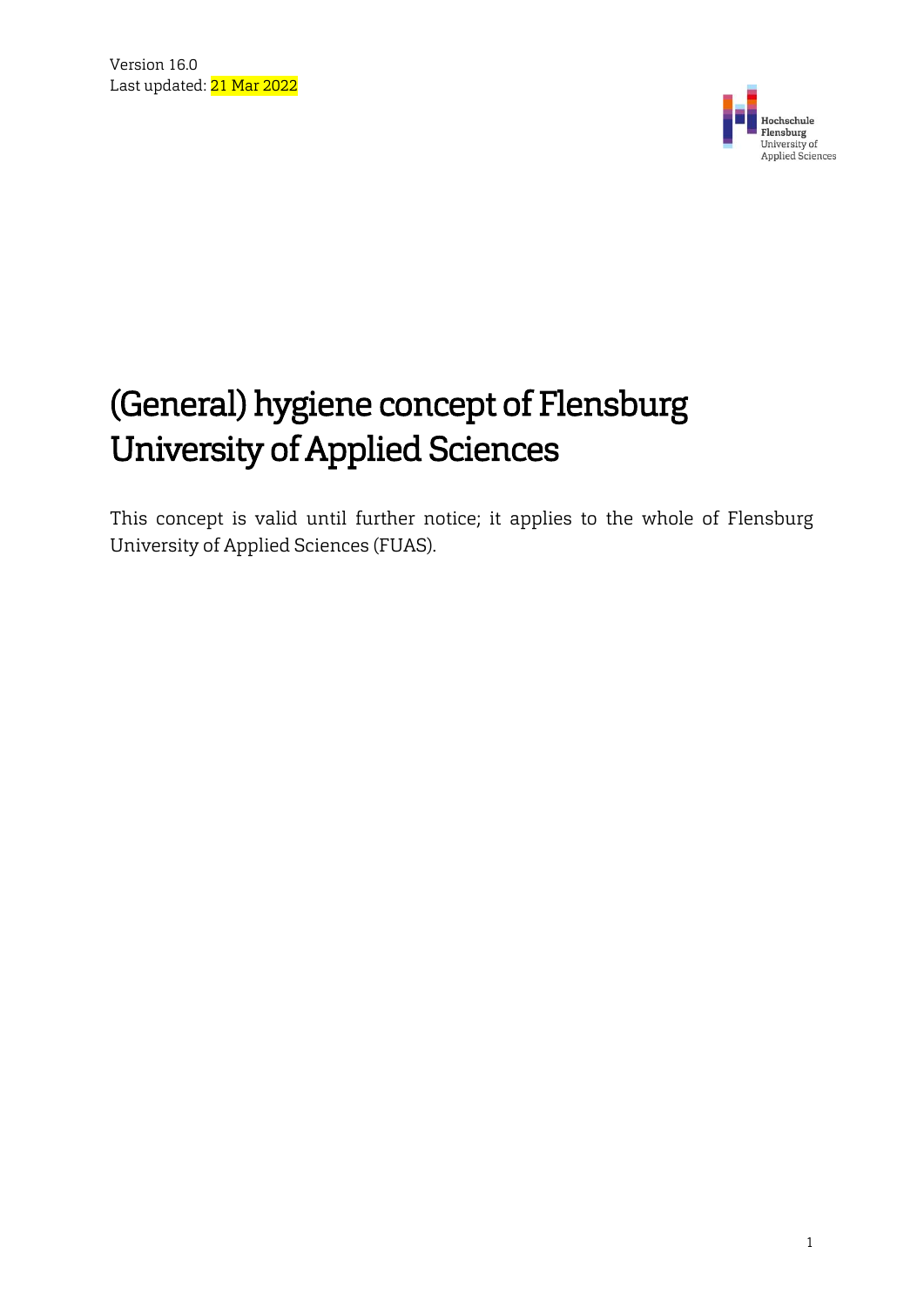Version 16.0
Last updated: 21 Mar 2022

Hochschule Flensburg University of Applied Sciences

# (General) hygiene concept of Flensburg University of Applied Sciences

This concept is valid until further notice; it applies to the whole of Flensburg University of Applied Sciences (FUAS).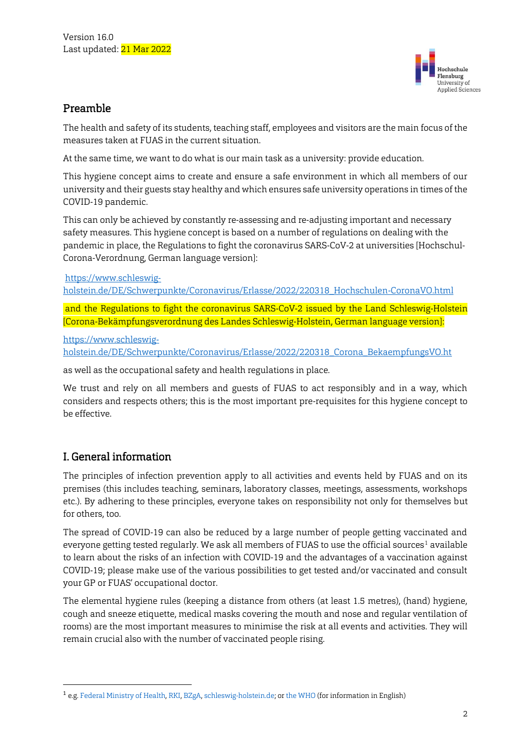Version 16.0
Last updated: 21 Mar 2022

## Preamble

The health and safety of its students, teaching staff, employees and visitors are the main focus of the measures taken at FUAS in the current situation.

At the same time, we want to do what is our main task as a university: provide education.

This hygiene concept aims to create and ensure a safe environment in which all members of our university and their guests stay healthy and which ensures safe university operations in times of the COVID-19 pandemic.

This can only be achieved by constantly re-assessing and re-adjusting important and necessary safety measures. This hygiene concept is based on a number of regulations on dealing with the pandemic in place, the Regulations to fight the coronavirus SARS-CoV-2 at universities [Hochschul-Corona-Verordnung, German language version]:

https://www.schleswig-holstein.de/DE/Schwerpunkte/Coronavirus/Erlasse/2022/220318_Hochschulen-CoronaVO.html

and the Regulations to fight the coronavirus SARS-CoV-2 issued by the Land Schleswig-Holstein [Corona-Bekämpfungsverordnung des Landes Schleswig-Holstein, German language version]:

https://www.schleswig-holstein.de/DE/Schwerpunkte/Coronavirus/Erlasse/2022/220318_Corona_BekaempfungsVO.ht

as well as the occupational safety and health regulations in place.

We trust and rely on all members and guests of FUAS to act responsibly and in a way, which considers and respects others; this is the most important pre-requisites for this hygiene concept to be effective.

## I. General information

The principles of infection prevention apply to all activities and events held by FUAS and on its premises (this includes teaching, seminars, laboratory classes, meetings, assessments, workshops etc.). By adhering to these principles, everyone takes on responsibility not only for themselves but for others, too.

The spread of COVID-19 can also be reduced by a large number of people getting vaccinated and everyone getting tested regularly. We ask all members of FUAS to use the official sources[1] available to learn about the risks of an infection with COVID-19 and the advantages of a vaccination against COVID-19; please make use of the various possibilities to get tested and/or vaccinated and consult your GP or FUAS' occupational doctor.

The elemental hygiene rules (keeping a distance from others (at least 1.5 metres), (hand) hygiene, cough and sneeze etiquette, medical masks covering the mouth and nose and regular ventilation of rooms) are the most important measures to minimise the risk at all events and activities. They will remain crucial also with the number of vaccinated people rising.

[1] e.g. Federal Ministry of Health, RKI, BZgA, schleswig-holstein.de; or the WHO (for information in English)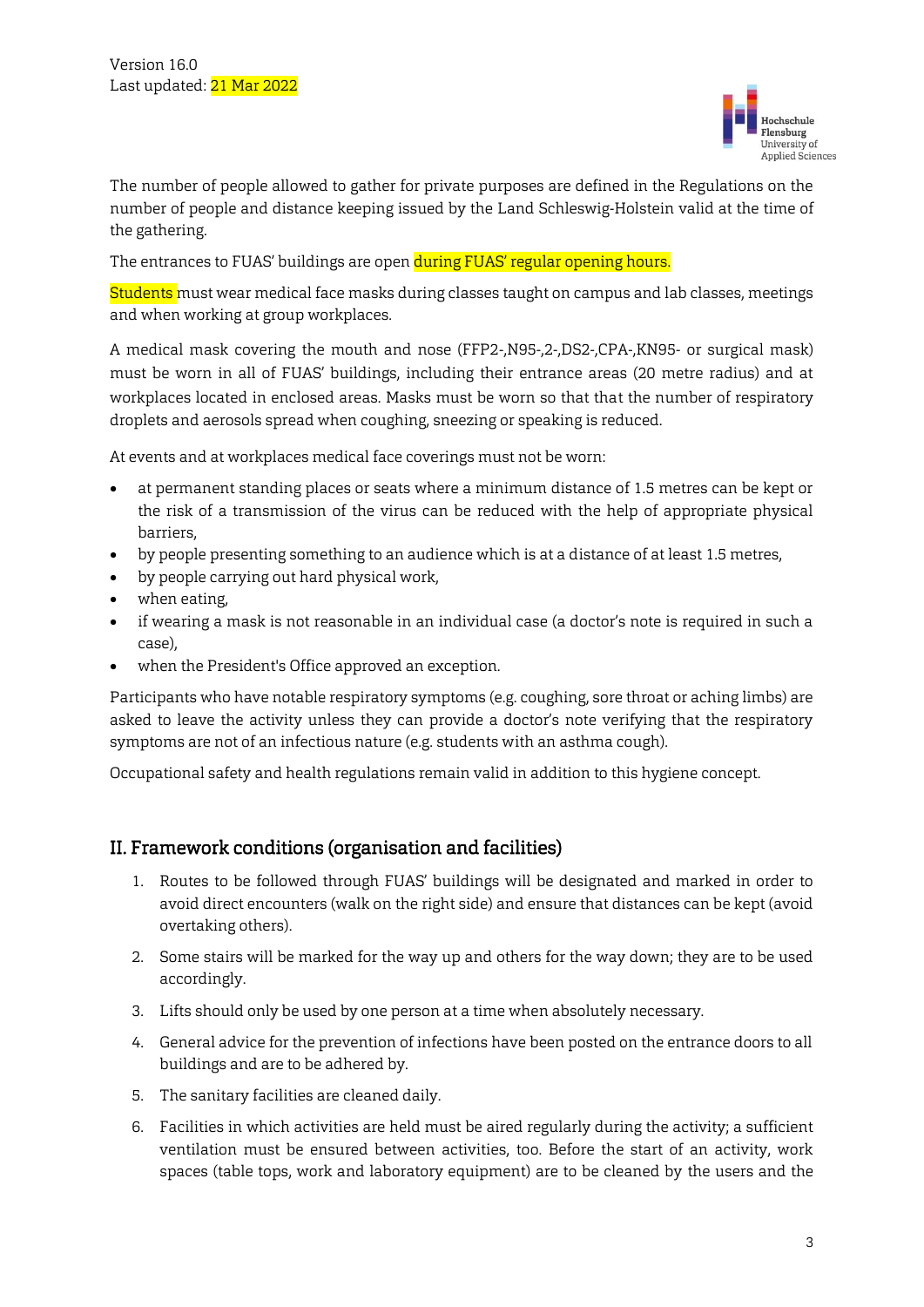Version 16.0
Last updated: 21 Mar 2022

The number of people allowed to gather for private purposes are defined in the Regulations on the number of people and distance keeping issued by the Land Schleswig-Holstein valid at the time of the gathering.

The entrances to FUAS' buildings are open during FUAS' regular opening hours.

Students must wear medical face masks during classes taught on campus and lab classes, meetings and when working at group workplaces.

A medical mask covering the mouth and nose (FFP2-,N95-,2-,DS2-,CPA-,KN95- or surgical mask) must be worn in all of FUAS' buildings, including their entrance areas (20 metre radius) and at workplaces located in enclosed areas. Masks must be worn so that that the number of respiratory droplets and aerosols spread when coughing, sneezing or speaking is reduced.

At events and at workplaces medical face coverings must not be worn:

- at permanent standing places or seats where a minimum distance of 1.5 metres can be kept or the risk of a transmission of the virus can be reduced with the help of appropriate physical barriers,
- by people presenting something to an audience which is at a distance of at least 1.5 metres,
- by people carrying out hard physical work,
- when eating,
- if wearing a mask is not reasonable in an individual case (a doctor's note is required in such a case),
- when the President's Office approved an exception.

Participants who have notable respiratory symptoms (e.g. coughing, sore throat or aching limbs) are asked to leave the activity unless they can provide a doctor's note verifying that the respiratory symptoms are not of an infectious nature (e.g. students with an asthma cough).

Occupational safety and health regulations remain valid in addition to this hygiene concept.

## II. Framework conditions (organisation and facilities)

1. Routes to be followed through FUAS' buildings will be designated and marked in order to avoid direct encounters (walk on the right side) and ensure that distances can be kept (avoid overtaking others).
2. Some stairs will be marked for the way up and others for the way down; they are to be used accordingly.
3. Lifts should only be used by one person at a time when absolutely necessary.
4. General advice for the prevention of infections have been posted on the entrance doors to all buildings and are to be adhered by.
5. The sanitary facilities are cleaned daily.
6. Facilities in which activities are held must be aired regularly during the activity; a sufficient ventilation must be ensured between activities, too. Before the start of an activity, work spaces (table tops, work and laboratory equipment) are to be cleaned by the users and the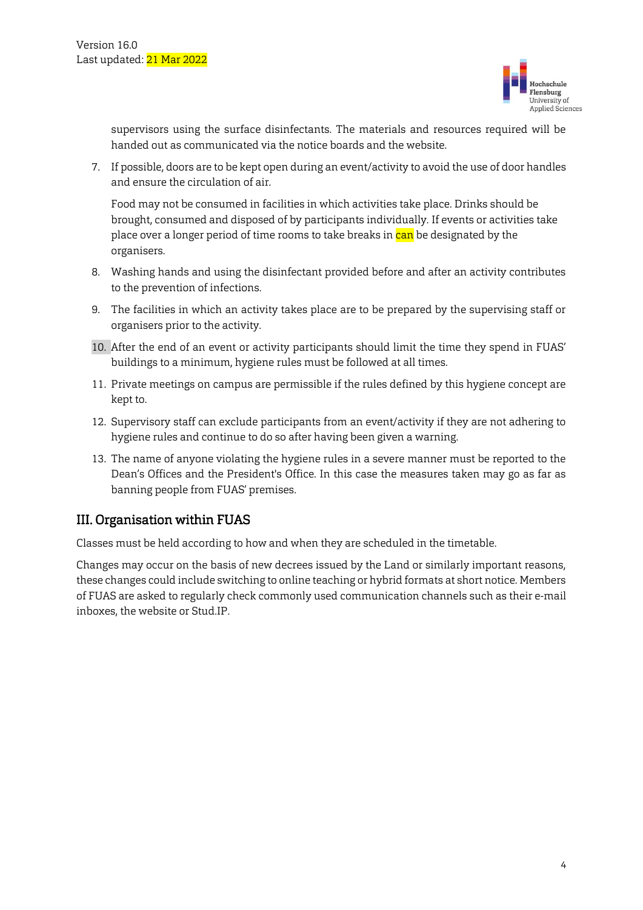Version 16.0
Last updated: 21 Mar 2022

supervisors using the surface disinfectants. The materials and resources required will be handed out as communicated via the notice boards and the website.

7. If possible, doors are to be kept open during an event/activity to avoid the use of door handles and ensure the circulation of air.

   Food may not be consumed in facilities in which activities take place. Drinks should be brought, consumed and disposed of by participants individually. If events or activities take place over a longer period of time rooms to take breaks in can be designated by the organisers.

8. Washing hands and using the disinfectant provided before and after an activity contributes to the prevention of infections.
9. The facilities in which an activity takes place are to be prepared by the supervising staff or organisers prior to the activity.
10. After the end of an event or activity participants should limit the time they spend in FUAS' buildings to a minimum, hygiene rules must be followed at all times.
11. Private meetings on campus are permissible if the rules defined by this hygiene concept are kept to.
12. Supervisory staff can exclude participants from an event/activity if they are not adhering to hygiene rules and continue to do so after having been given a warning.
13. The name of anyone violating the hygiene rules in a severe manner must be reported to the Dean's Offices and the President's Office. In this case the measures taken may go as far as banning people from FUAS' premises.

## III. Organisation within FUAS

Classes must be held according to how and when they are scheduled in the timetable.

Changes may occur on the basis of new decrees issued by the Land or similarly important reasons, these changes could include switching to online teaching or hybrid formats at short notice. Members of FUAS are asked to regularly check commonly used communication channels such as their e-mail inboxes, the website or Stud.IP.